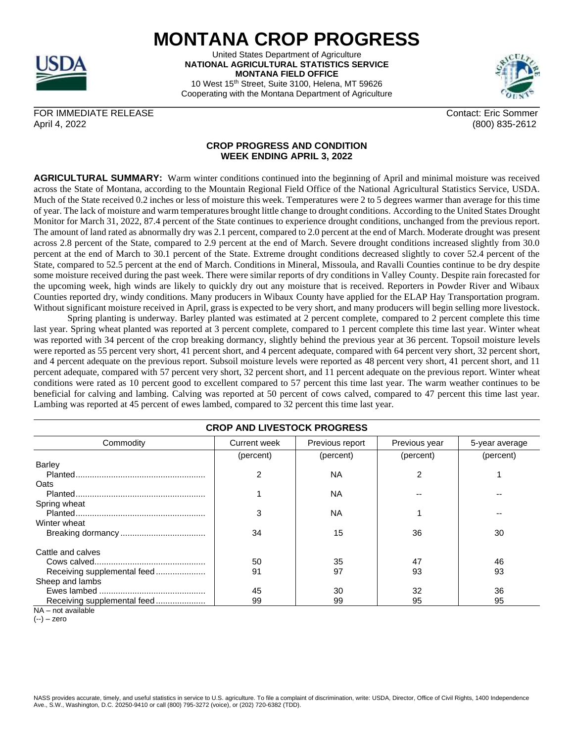# MONTANA CROP PROGRESS

United States Department of Agriculture
**NATIONAL AGRICULTURAL STATISTICS SERVICE**
**MONTANA FIELD OFFICE**
10 West 15th Street, Suite 3100, Helena, MT 59626
Cooperating with the Montana Department of Agriculture

FOR IMMEDIATE RELEASE
April 4, 2022

Contact: Eric Sommer
(800) 835-2612

## CROP PROGRESS AND CONDITION
## WEEK ENDING APRIL 3, 2022

**AGRICULTURAL SUMMARY:** Warm winter conditions continued into the beginning of April and minimal moisture was received across the State of Montana, according to the Mountain Regional Field Office of the National Agricultural Statistics Service, USDA. Much of the State received 0.2 inches or less of moisture this week. Temperatures were 2 to 5 degrees warmer than average for this time of year. The lack of moisture and warm temperatures brought little change to drought conditions. According to the United States Drought Monitor for March 31, 2022, 87.4 percent of the State continues to experience drought conditions, unchanged from the previous report. The amount of land rated as abnormally dry was 2.1 percent, compared to 2.0 percent at the end of March. Moderate drought was present across 2.8 percent of the State, compared to 2.9 percent at the end of March. Severe drought conditions increased slightly from 30.0 percent at the end of March to 30.1 percent of the State. Extreme drought conditions decreased slightly to cover 52.4 percent of the State, compared to 52.5 percent at the end of March. Conditions in Mineral, Missoula, and Ravalli Counties continue to be dry despite some moisture received during the past week. There were similar reports of dry conditions in Valley County. Despite rain forecasted for the upcoming week, high winds are likely to quickly dry out any moisture that is received. Reporters in Powder River and Wibaux Counties reported dry, windy conditions. Many producers in Wibaux County have applied for the ELAP Hay Transportation program. Without significant moisture received in April, grass is expected to be very short, and many producers will begin selling more livestock.

Spring planting is underway. Barley planted was estimated at 2 percent complete, compared to 2 percent complete this time last year. Spring wheat planted was reported at 3 percent complete, compared to 1 percent complete this time last year. Winter wheat was reported with 34 percent of the crop breaking dormancy, slightly behind the previous year at 36 percent. Topsoil moisture levels were reported as 55 percent very short, 41 percent short, and 4 percent adequate, compared with 64 percent very short, 32 percent short, and 4 percent adequate on the previous report. Subsoil moisture levels were reported as 48 percent very short, 41 percent short, and 11 percent adequate, compared with 57 percent very short, 32 percent short, and 11 percent adequate on the previous report. Winter wheat conditions were rated as 10 percent good to excellent compared to 57 percent this time last year. The warm weather continues to be beneficial for calving and lambing. Calving was reported at 50 percent of cows calved, compared to 47 percent this time last year. Lambing was reported at 45 percent of ewes lambed, compared to 32 percent this time last year.

### CROP AND LIVESTOCK PROGRESS

| Commodity | Current week | Previous report | Previous year | 5-year average |
|---|---|---|---|---|
| | (percent) | (percent) | (percent) | (percent) |
| Barley | | | | |
| Planted | 2 | NA | 2 | 1 |
| Oats | | | | |
| Planted | 1 | NA | -- | -- |
| Spring wheat | | | | |
| Planted | 3 | NA | 1 | -- |
| Winter wheat | | | | |
| Breaking dormancy | 34 | 15 | 36 | 30 |
| Cattle and calves | | | | |
| Cows calved | 50 | 35 | 47 | 46 |
| Receiving supplemental feed | 91 | 97 | 93 | 93 |
| Sheep and lambs | | | | |
| Ewes lambed | 45 | 30 | 32 | 36 |
| Receiving supplemental feed | 99 | 99 | 95 | 95 |

NA – not available
(--) – zero

NASS provides accurate, timely, and useful statistics in service to U.S. agriculture. To file a complaint of discrimination, write: USDA, Director, Office of Civil Rights, 1400 Independence Ave., S.W., Washington, D.C. 20250-9410 or call (800) 795-3272 (voice), or (202) 720-6382 (TDD).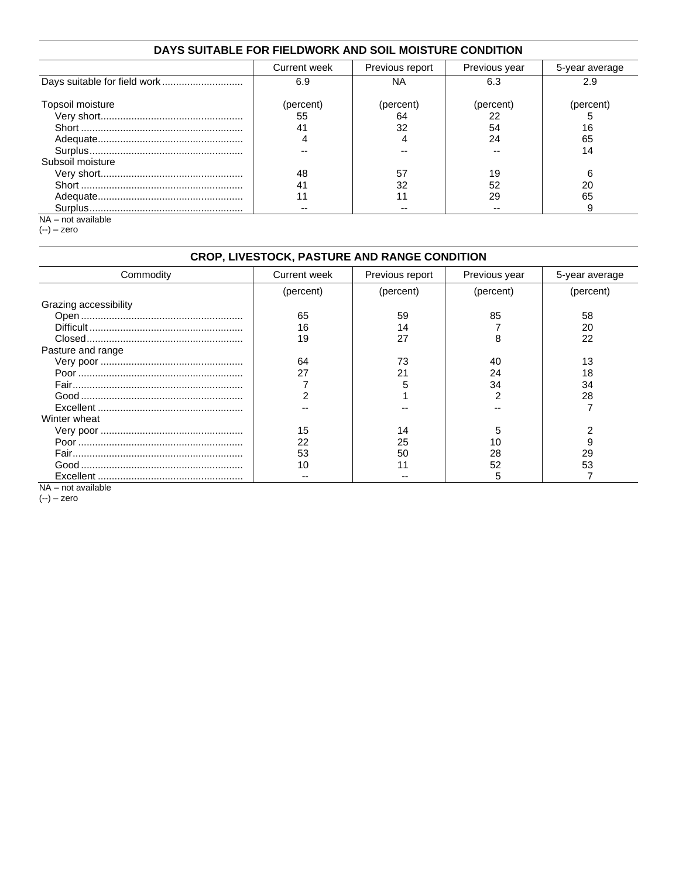## DAYS SUITABLE FOR FIELDWORK AND SOIL MOISTURE CONDITION

| | Current week | Previous report | Previous year | 5-year average |
|---|---|---|---|---|
| Days suitable for field work | 6.9 | NA | 6.3 | 2.9 |
| Topsoil moisture | (percent) | (percent) | (percent) | (percent) |
| Very short | 55 | 64 | 22 | 5 |
| Short | 41 | 32 | 54 | 16 |
| Adequate | 4 | 4 | 24 | 65 |
| Surplus | -- | -- | -- | 14 |
| Subsoil moisture | | | | |
| Very short | 48 | 57 | 19 | 6 |
| Short | 41 | 32 | 52 | 20 |
| Adequate | 11 | 11 | 29 | 65 |
| Surplus | -- | -- | -- | 9 |

NA – not available
(--) – zero

## CROP, LIVESTOCK, PASTURE AND RANGE CONDITION

| Commodity | Current week | Previous report | Previous year | 5-year average |
|---|---|---|---|---|
| | (percent) | (percent) | (percent) | (percent) |
| Grazing accessibility | | | | |
| Open | 65 | 59 | 85 | 58 |
| Difficult | 16 | 14 | 7 | 20 |
| Closed | 19 | 27 | 8 | 22 |
| Pasture and range | | | | |
| Very poor | 64 | 73 | 40 | 13 |
| Poor | 27 | 21 | 24 | 18 |
| Fair | 7 | 5 | 34 | 34 |
| Good | 2 | 1 | 2 | 28 |
| Excellent | -- | -- | -- | 7 |
| Winter wheat | | | | |
| Very poor | 15 | 14 | 5 | 2 |
| Poor | 22 | 25 | 10 | 9 |
| Fair | 53 | 50 | 28 | 29 |
| Good | 10 | 11 | 52 | 53 |
| Excellent | -- | -- | 5 | 7 |

NA – not available
(--) – zero